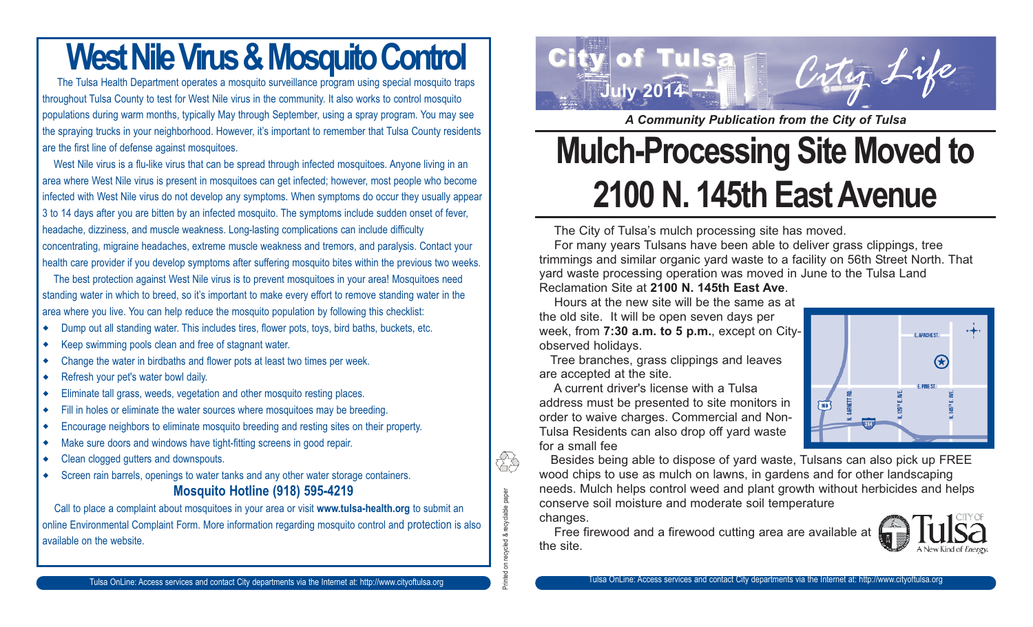# West Nile Virus & Mosquito Control

The Tulsa Health Department operates a mosquito surveillance program using special mosquito traps throughout Tulsa County to test for West Nile virus in the community. It also works to control mosquito populations during warm months, typically May through September, using a spray program. You may see the spraying trucks in your neighborhood. However, it's important to remember that Tulsa County residents are the first line of defense against mosquitoes.

West Nile virus is a flu-like virus that can be spread through infected mosquitoes. Anyone living in an area where West Nile virus is present in mosquitoes can get infected; however, most people who become infected with West Nile virus do not develop any symptoms. When symptoms do occur they usually appear 3 to 14 days after you are bitten by an infected mosquito. The symptoms include sudden onset of fever, headache, dizziness, and muscle weakness. Long-lasting complications can include difficulty concentrating, migraine headaches, extreme muscle weakness and tremors, and paralysis. Contact your health care provider if you develop symptoms after suffering mosquito bites within the previous two weeks.

The best protection against West Nile virus is to prevent mosquitoes in your area! Mosquitoes need standing water in which to breed, so it's important to make every effort to remove standing water in the area where you live. You can help reduce the mosquito population by following this checklist:

- Dump out all standing water. This includes tires, flower pots, toys, bird baths, buckets, etc.
- Keep swimming pools clean and free of stagnant water.
- Change the water in birdbaths and flower pots at least two times per week.
- Refresh your pet's water bowl daily.
- Eliminate tall grass, weeds, vegetation and other mosquito resting places.
- Fill in holes or eliminate the water sources where mosquitoes may be breeding.
- Encourage neighbors to eliminate mosquito breeding and resting sites on their property.
- Make sure doors and windows have tight-fitting screens in good repair.
- Clean clogged gutters and downspouts.
- Screen rain barrels, openings to water tanks and any other water storage containers.

**Mosquito Hotline (918) 595-4219**

Call to place a complaint about mosquitoes in your area or visit **www.tulsa-health.org** to submit an online Environmental Complaint Form. More information regarding mosquito control and protection is also available on the website.

Printed on recycled & recyclable paper

City of Tulsa City Life
July 2014

*A Community Publication from the City of Tulsa*

# Mulch-Processing Site Moved to 2100 N. 145th East Avenue

The City of Tulsa's mulch processing site has moved.

For many years Tulsans have been able to deliver grass clippings, tree trimmings and similar organic yard waste to a facility on 56th Street North. That yard waste processing operation was moved in June to the Tulsa Land Reclamation Site at **2100 N. 145th East Ave**.

Hours at the new site will be the same as at the old site. It will be open seven days per week, from **7:30 a.m. to 5 p.m.**, except on City-observed holidays.

Tree branches, grass clippings and leaves are accepted at the site.

A current driver's license with a Tulsa address must be presented to site monitors in order to waive charges. Commercial and Non-Tulsa Residents can also drop off yard waste for a small fee

E. APACHE ST. | E. PINE ST. | N. GARNETT RD. | N. 129TH E. AVE. | N. 145TH E. AVE. | 169 | 244

Besides being able to dispose of yard waste, Tulsans can also pick up FREE wood chips to use as mulch on lawns, in gardens and for other landscaping needs. Mulch helps control weed and plant growth without herbicides and helps conserve soil moisture and moderate soil temperature changes.

Free firewood and a firewood cutting area are available at the site.

City of Tulsa — A New Kind of *Energy.*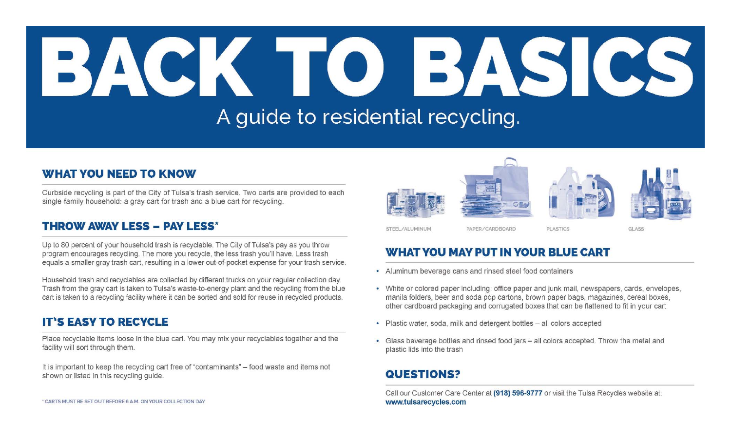# BACK TO BASICS

A guide to residential recycling.

## WHAT YOU NEED TO KNOW

Curbside recycling is part of the City of Tulsa's trash service. Two carts are provided to each single-family household: a gray cart for trash and a blue cart for recycling.

## THROW AWAY LESS – PAY LESS*

Up to 80 percent of your household trash is recyclable. The City of Tulsa's pay as you throw program encourages recycling. The more you recycle, the less trash you'll have. Less trash equals a smaller gray trash cart, resulting in a lower out-of-pocket expense for your trash service.

Household trash and recyclables are collected by different trucks on your regular collection day. Trash from the gray cart is taken to Tulsa's waste-to-energy plant and the recycling from the blue cart is taken to a recycling facility where it can be sorted and sold for reuse in recycled products.

## IT'S EASY TO RECYCLE

Place recyclable items loose in the blue cart. You may mix your recyclables together and the facility will sort through them.

It is important to keep the recycling cart free of "contaminants" – food waste and items not shown or listed in this recycling guide.

* CARTS MUST BE SET OUT BEFORE 6 A.M. ON YOUR COLLECTION DAY

STEEL/ALUMINUM

PAPER/CARDBOARD

PLASTICS

GLASS

## WHAT YOU MAY PUT IN YOUR BLUE CART

- Aluminum beverage cans and rinsed steel food containers
- White or colored paper including: office paper and junk mail, newspapers, cards, envelopes, manila folders, beer and soda pop cartons, brown paper bags, magazines, cereal boxes, other cardboard packaging and corrugated boxes that can be flattened to fit in your cart
- Plastic water, soda, milk and detergent bottles – all colors accepted
- Glass beverage bottles and rinsed food jars – all colors accepted. Throw the metal and plastic lids into the trash

## QUESTIONS?

Call our Customer Care Center at **(918) 596-9777** or visit the Tulsa Recycles website at: **www.tulsarecycles.com**